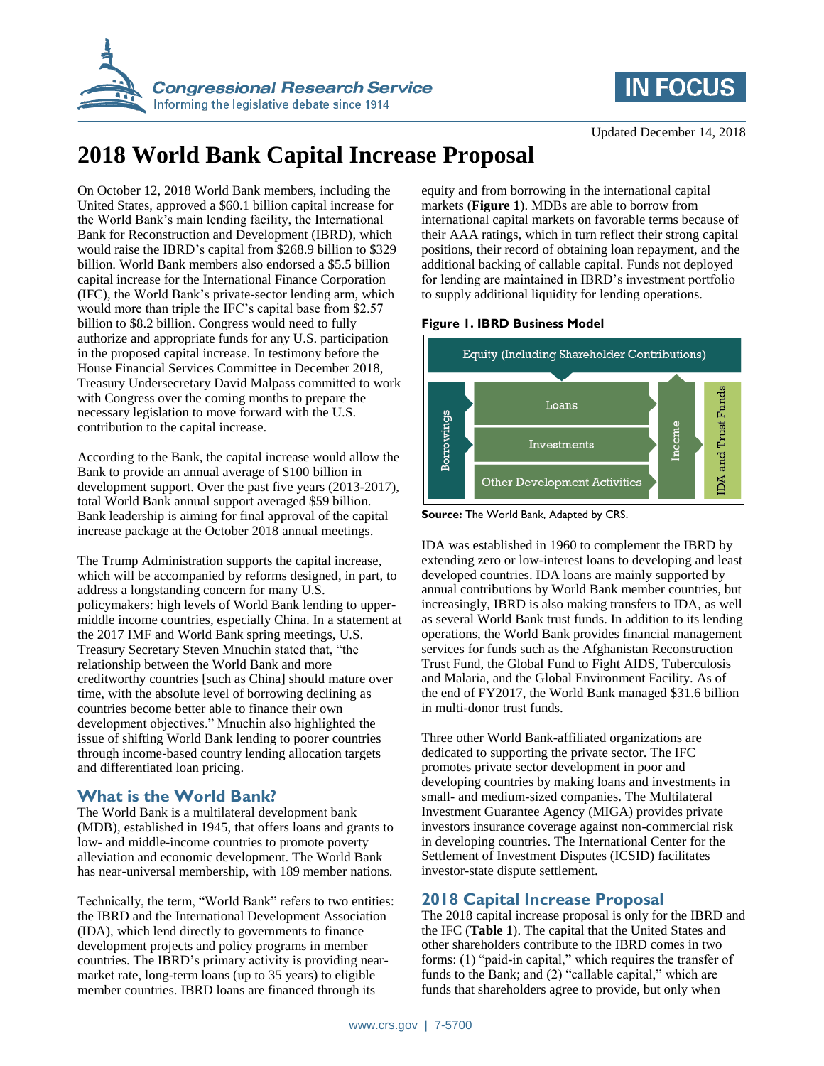# 2018 World Bank Capital Increase Proposal

Updated December 14, 2018

On October 12, 2018 World Bank members, including the United States, approved a $60.1 billion capital increase for the World Bank's main lending facility, the International Bank for Reconstruction and Development (IBRD), which would raise the IBRD's capital from $268.9 billion to $329 billion. World Bank members also endorsed a $5.5 billion capital increase for the International Finance Corporation (IFC), the World Bank's private-sector lending arm, which would more than triple the IFC's capital base from $2.57 billion to $8.2 billion. Congress would need to fully authorize and appropriate funds for any U.S. participation in the proposed capital increase. In testimony before the House Financial Services Committee in December 2018, Treasury Undersecretary David Malpass committed to work with Congress over the coming months to prepare the necessary legislation to move forward with the U.S. contribution to the capital increase.

According to the Bank, the capital increase would allow the Bank to provide an annual average of $100 billion in development support. Over the past five years (2013-2017), total World Bank annual support averaged $59 billion. Bank leadership is aiming for final approval of the capital increase package at the October 2018 annual meetings.

The Trump Administration supports the capital increase, which will be accompanied by reforms designed, in part, to address a longstanding concern for many U.S. policymakers: high levels of World Bank lending to upper-middle income countries, especially China. In a statement at the 2017 IMF and World Bank spring meetings, U.S. Treasury Secretary Steven Mnuchin stated that, "the relationship between the World Bank and more creditworthy countries [such as China] should mature over time, with the absolute level of borrowing declining as countries become better able to finance their own development objectives." Mnuchin also highlighted the issue of shifting World Bank lending to poorer countries through income-based country lending allocation targets and differentiated loan pricing.

## What is the World Bank?

The World Bank is a multilateral development bank (MDB), established in 1945, that offers loans and grants to low- and middle-income countries to promote poverty alleviation and economic development. The World Bank has near-universal membership, with 189 member nations.

Technically, the term, "World Bank" refers to two entities: the IBRD and the International Development Association (IDA), which lend directly to governments to finance development projects and policy programs in member countries. The IBRD's primary activity is providing near-market rate, long-term loans (up to 35 years) to eligible member countries. IBRD loans are financed through its equity and from borrowing in the international capital markets (**Figure 1**). MDBs are able to borrow from international capital markets on favorable terms because of their AAA ratings, which in turn reflect their strong capital positions, their record of obtaining loan repayment, and the additional backing of callable capital. Funds not deployed for lending are maintained in IBRD's investment portfolio to supply additional liquidity for lending operations.

**Figure 1. IBRD Business Model**

Equity (Including Shareholder Contributions)

Borrowings | Loans | Investments | Other Development Activities | Income | IDA and Trust Funds

**Source:** The World Bank, Adapted by CRS.

IDA was established in 1960 to complement the IBRD by extending zero or low-interest loans to developing and least developed countries. IDA loans are mainly supported by annual contributions by World Bank member countries, but increasingly, IBRD is also making transfers to IDA, as well as several World Bank trust funds. In addition to its lending operations, the World Bank provides financial management services for funds such as the Afghanistan Reconstruction Trust Fund, the Global Fund to Fight AIDS, Tuberculosis and Malaria, and the Global Environment Facility. As of the end of FY2017, the World Bank managed $31.6 billion in multi-donor trust funds.

Three other World Bank-affiliated organizations are dedicated to supporting the private sector. The IFC promotes private sector development in poor and developing countries by making loans and investments in small- and medium-sized companies. The Multilateral Investment Guarantee Agency (MIGA) provides private investors insurance coverage against non-commercial risk in developing countries. The International Center for the Settlement of Investment Disputes (ICSID) facilitates investor-state dispute settlement.

## 2018 Capital Increase Proposal

The 2018 capital increase proposal is only for the IBRD and the IFC (**Table 1**). The capital that the United States and other shareholders contribute to the IBRD comes in two forms: (1) "paid-in capital," which requires the transfer of funds to the Bank; and (2) "callable capital," which are funds that shareholders agree to provide, but only when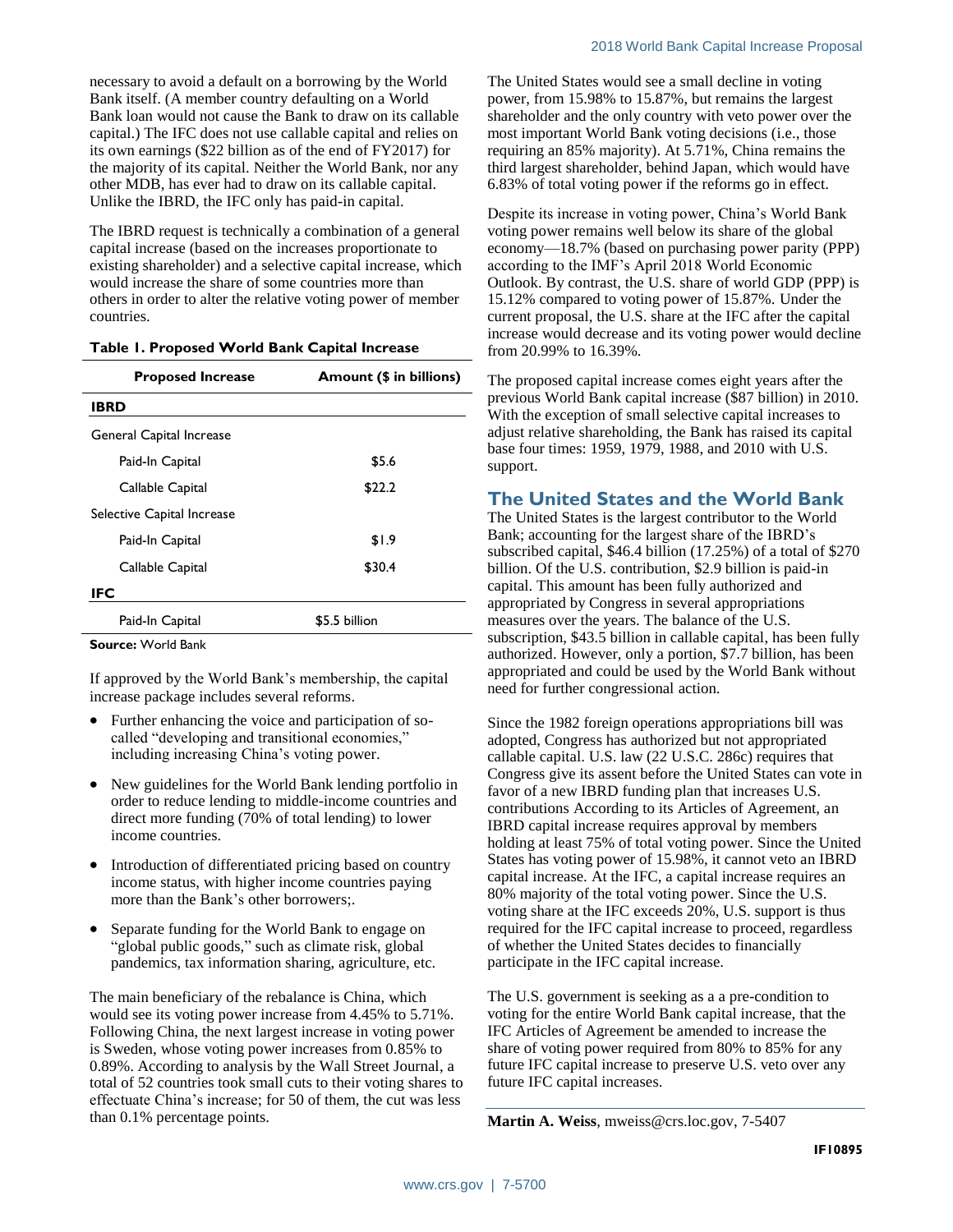necessary to avoid a default on a borrowing by the World Bank itself. (A member country defaulting on a World Bank loan would not cause the Bank to draw on its callable capital.) The IFC does not use callable capital and relies on its own earnings ($22 billion as of the end of FY2017) for the majority of its capital. Neither the World Bank, nor any other MDB, has ever had to draw on its callable capital. Unlike the IBRD, the IFC only has paid-in capital.

The IBRD request is technically a combination of a general capital increase (based on the increases proportionate to existing shareholder) and a selective capital increase, which would increase the share of some countries more than others in order to alter the relative voting power of member countries.

**Table 1. Proposed World Bank Capital Increase**

| Proposed Increase | Amount ($ in billions) |
|---|---|
| **IBRD** | |
| General Capital Increase | |
| Paid-In Capital | $5.6 |
| Callable Capital | $22.2 |
| Selective Capital Increase | |
| Paid-In Capital | $1.9 |
| Callable Capital | $30.4 |
| **IFC** | |
| Paid-In Capital | $5.5 billion |

**Source:** World Bank

If approved by the World Bank's membership, the capital increase package includes several reforms.

- Further enhancing the voice and participation of so-called "developing and transitional economies," including increasing China's voting power.
- New guidelines for the World Bank lending portfolio in order to reduce lending to middle-income countries and direct more funding (70% of total lending) to lower income countries.
- Introduction of differentiated pricing based on country income status, with higher income countries paying more than the Bank's other borrowers;.
- Separate funding for the World Bank to engage on "global public goods," such as climate risk, global pandemics, tax information sharing, agriculture, etc.

The main beneficiary of the rebalance is China, which would see its voting power increase from 4.45% to 5.71%. Following China, the next largest increase in voting power is Sweden, whose voting power increases from 0.85% to 0.89%. According to analysis by the Wall Street Journal, a total of 52 countries took small cuts to their voting shares to effectuate China's increase; for 50 of them, the cut was less than 0.1% percentage points.

The United States would see a small decline in voting power, from 15.98% to 15.87%, but remains the largest shareholder and the only country with veto power over the most important World Bank voting decisions (i.e., those requiring an 85% majority). At 5.71%, China remains the third largest shareholder, behind Japan, which would have 6.83% of total voting power if the reforms go in effect.

Despite its increase in voting power, China's World Bank voting power remains well below its share of the global economy—18.7% (based on purchasing power parity (PPP) according to the IMF's April 2018 World Economic Outlook. By contrast, the U.S. share of world GDP (PPP) is 15.12% compared to voting power of 15.87%. Under the current proposal, the U.S. share at the IFC after the capital increase would decrease and its voting power would decline from 20.99% to 16.39%.

The proposed capital increase comes eight years after the previous World Bank capital increase ($87 billion) in 2010. With the exception of small selective capital increases to adjust relative shareholding, the Bank has raised its capital base four times: 1959, 1979, 1988, and 2010 with U.S. support.

## The United States and the World Bank

The United States is the largest contributor to the World Bank; accounting for the largest share of the IBRD's subscribed capital, $46.4 billion (17.25%) of a total of $270 billion. Of the U.S. contribution, $2.9 billion is paid-in capital. This amount has been fully authorized and appropriated by Congress in several appropriations measures over the years. The balance of the U.S. subscription, $43.5 billion in callable capital, has been fully authorized. However, only a portion, $7.7 billion, has been appropriated and could be used by the World Bank without need for further congressional action.

Since the 1982 foreign operations appropriations bill was adopted, Congress has authorized but not appropriated callable capital. U.S. law (22 U.S.C. 286c) requires that Congress give its assent before the United States can vote in favor of a new IBRD funding plan that increases U.S. contributions According to its Articles of Agreement, an IBRD capital increase requires approval by members holding at least 75% of total voting power. Since the United States has voting power of 15.98%, it cannot veto an IBRD capital increase. At the IFC, a capital increase requires an 80% majority of the total voting power. Since the U.S. voting share at the IFC exceeds 20%, U.S. support is thus required for the IFC capital increase to proceed, regardless of whether the United States decides to financially participate in the IFC capital increase.

The U.S. government is seeking as a a pre-condition to voting for the entire World Bank capital increase, that the IFC Articles of Agreement be amended to increase the share of voting power required from 80% to 85% for any future IFC capital increase to preserve U.S. veto over any future IFC capital increases.

**Martin A. Weiss**, mweiss@crs.loc.gov, 7-5407

**IF10895**